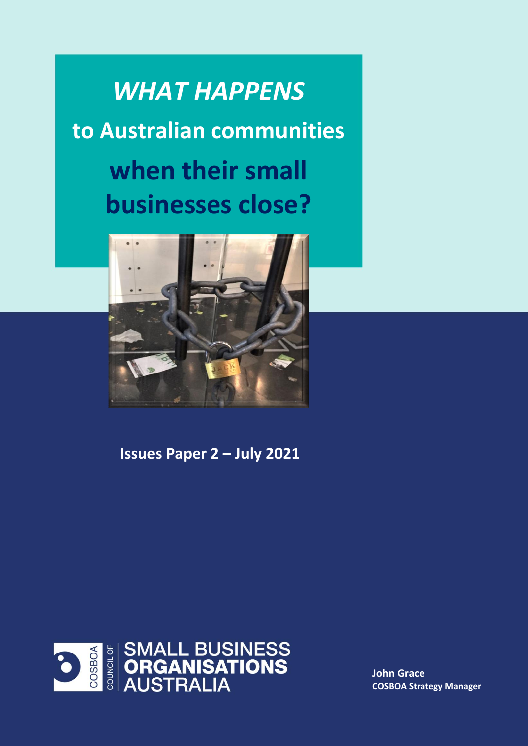# *WHAT HAPPENS* to Australian communities when their small businesses close?

**Issues Paper 2 – July 2021**

COUNCIL OF SMALL BUSINESS ORGANISATIONS AUSTRALIA

**John Grace**
**COSBOA Strategy Manager**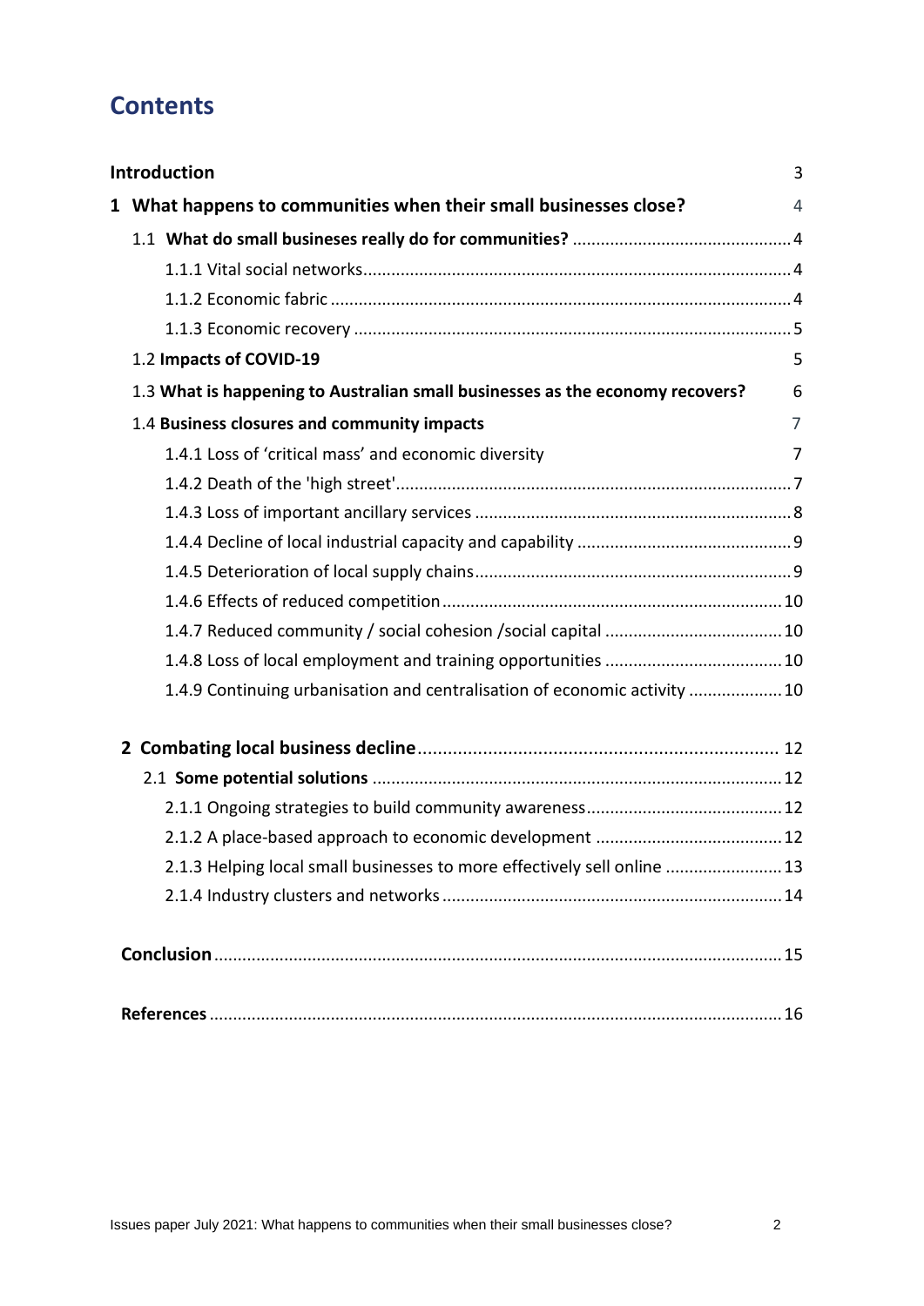# Contents

| | |
|---|---|
| **Introduction** | 3 |
| **1 What happens to communities when their small businesses close?** | 4 |
| 1.1 **What do small busineses really do for communities?** | 4 |
| 1.1.1 Vital social networks | 4 |
| 1.1.2 Economic fabric | 4 |
| 1.1.3 Economic recovery | 5 |
| 1.2 **Impacts of COVID-19** | 5 |
| 1.3 **What is happening to Australian small businesses as the economy recovers?** | 6 |
| 1.4 **Business closures and community impacts** | 7 |
| 1.4.1 Loss of 'critical mass' and economic diversity | 7 |
| 1.4.2 Death of the 'high street' | 7 |
| 1.4.3 Loss of important ancillary services | 8 |
| 1.4.4 Decline of local industrial capacity and capability | 9 |
| 1.4.5 Deterioration of local supply chains | 9 |
| 1.4.6 Effects of reduced competition | 10 |
| 1.4.7 Reduced community / social cohesion /social capital | 10 |
| 1.4.8 Loss of local employment and training opportunities | 10 |
| 1.4.9 Continuing urbanisation and centralisation of economic activity | 10 |
| **2 Combating local business decline** | 12 |
| 2.1 **Some potential solutions** | 12 |
| 2.1.1 Ongoing strategies to build community awareness | 12 |
| 2.1.2 A place-based approach to economic development | 12 |
| 2.1.3 Helping local small businesses to more effectively sell online | 13 |
| 2.1.4 Industry clusters and networks | 14 |
| **Conclusion** | 15 |
| **References** | 16 |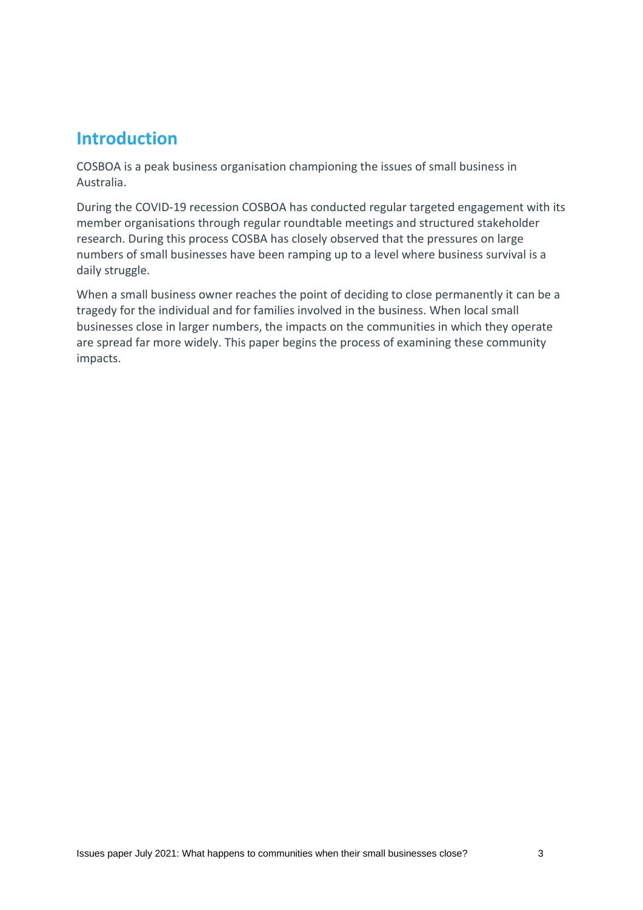## Introduction

COSBOA is a peak business organisation championing the issues of small business in Australia.

During the COVID-19 recession COSBOA has conducted regular targeted engagement with its member organisations through regular roundtable meetings and structured stakeholder research. During this process COSBA has closely observed that the pressures on large numbers of small businesses have been ramping up to a level where business survival is a daily struggle.

When a small business owner reaches the point of deciding to close permanently it can be a tragedy for the individual and for families involved in the business. When local small businesses close in larger numbers, the impacts on the communities in which they operate are spread far more widely. This paper begins the process of examining these community impacts.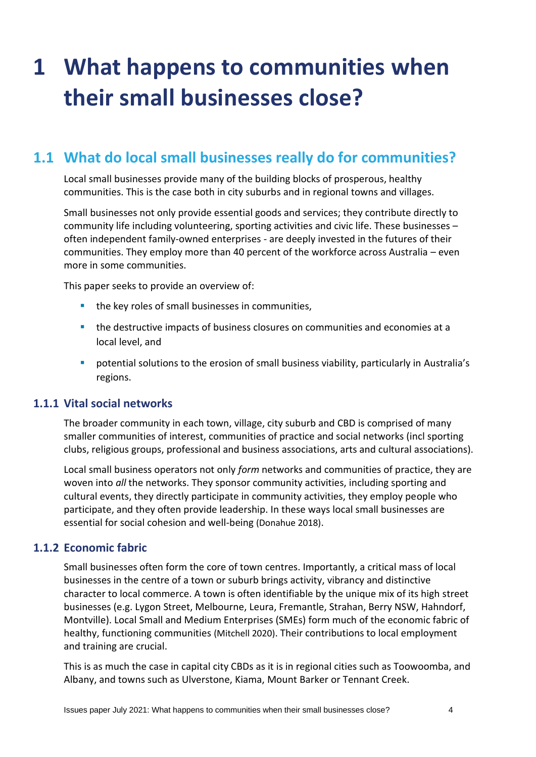# 1 What happens to communities when their small businesses close?

## 1.1 What do local small businesses really do for communities?

Local small businesses provide many of the building blocks of prosperous, healthy communities. This is the case both in city suburbs and in regional towns and villages.

Small businesses not only provide essential goods and services; they contribute directly to community life including volunteering, sporting activities and civic life. These businesses – often independent family-owned enterprises - are deeply invested in the futures of their communities. They employ more than 40 percent of the workforce across Australia – even more in some communities.

This paper seeks to provide an overview of:

- the key roles of small businesses in communities,
- the destructive impacts of business closures on communities and economies at a local level, and
- potential solutions to the erosion of small business viability, particularly in Australia's regions.

### 1.1.1 Vital social networks

The broader community in each town, village, city suburb and CBD is comprised of many smaller communities of interest, communities of practice and social networks (incl sporting clubs, religious groups, professional and business associations, arts and cultural associations).

Local small business operators not only *form* networks and communities of practice, they are woven into *all* the networks. They sponsor community activities, including sporting and cultural events, they directly participate in community activities, they employ people who participate, and they often provide leadership. In these ways local small businesses are essential for social cohesion and well-being (Donahue 2018).

### 1.1.2 Economic fabric

Small businesses often form the core of town centres. Importantly, a critical mass of local businesses in the centre of a town or suburb brings activity, vibrancy and distinctive character to local commerce. A town is often identifiable by the unique mix of its high street businesses (e.g. Lygon Street, Melbourne, Leura, Fremantle, Strahan, Berry NSW, Hahndorf, Montville). Local Small and Medium Enterprises (SMEs) form much of the economic fabric of healthy, functioning communities (Mitchell 2020). Their contributions to local employment and training are crucial.

This is as much the case in capital city CBDs as it is in regional cities such as Toowoomba, and Albany, and towns such as Ulverstone, Kiama, Mount Barker or Tennant Creek.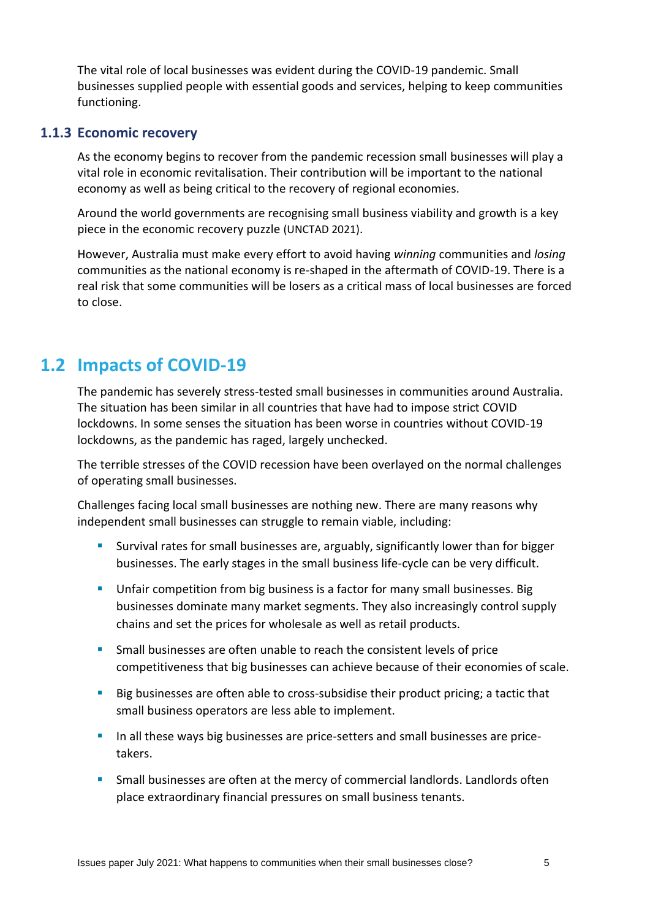The vital role of local businesses was evident during the COVID-19 pandemic. Small businesses supplied people with essential goods and services, helping to keep communities functioning.

### 1.1.3 Economic recovery

As the economy begins to recover from the pandemic recession small businesses will play a vital role in economic revitalisation. Their contribution will be important to the national economy as well as being critical to the recovery of regional economies.

Around the world governments are recognising small business viability and growth is a key piece in the economic recovery puzzle (UNCTAD 2021).

However, Australia must make every effort to avoid having *winning* communities and *losing* communities as the national economy is re-shaped in the aftermath of COVID-19. There is a real risk that some communities will be losers as a critical mass of local businesses are forced to close.

## 1.2 Impacts of COVID-19

The pandemic has severely stress-tested small businesses in communities around Australia. The situation has been similar in all countries that have had to impose strict COVID lockdowns. In some senses the situation has been worse in countries without COVID-19 lockdowns, as the pandemic has raged, largely unchecked.

The terrible stresses of the COVID recession have been overlayed on the normal challenges of operating small businesses.

Challenges facing local small businesses are nothing new. There are many reasons why independent small businesses can struggle to remain viable, including:

- Survival rates for small businesses are, arguably, significantly lower than for bigger businesses. The early stages in the small business life-cycle can be very difficult.
- Unfair competition from big business is a factor for many small businesses. Big businesses dominate many market segments. They also increasingly control supply chains and set the prices for wholesale as well as retail products.
- Small businesses are often unable to reach the consistent levels of price competitiveness that big businesses can achieve because of their economies of scale.
- Big businesses are often able to cross-subsidise their product pricing; a tactic that small business operators are less able to implement.
- In all these ways big businesses are price-setters and small businesses are price-takers.
- Small businesses are often at the mercy of commercial landlords. Landlords often place extraordinary financial pressures on small business tenants.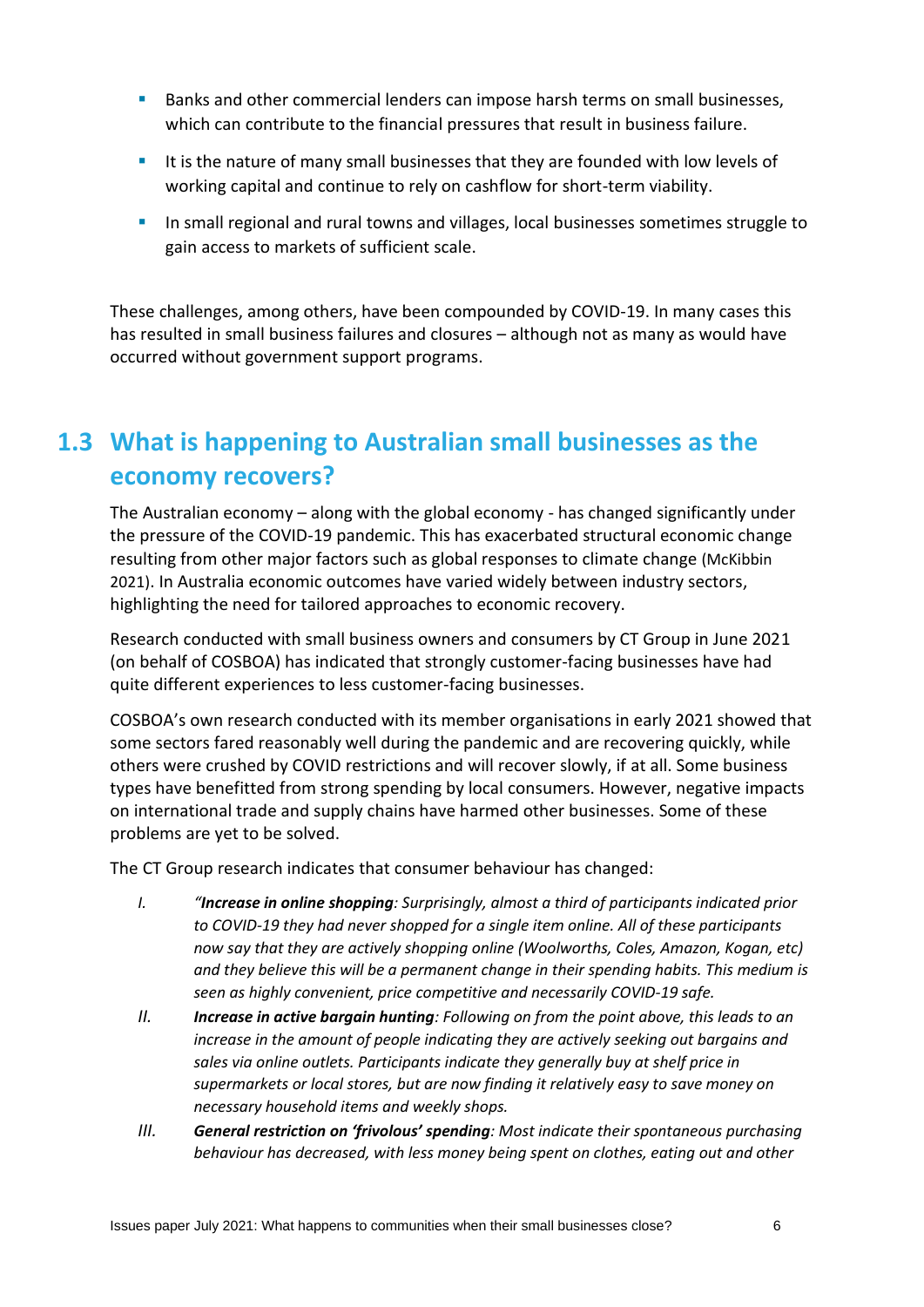- Banks and other commercial lenders can impose harsh terms on small businesses, which can contribute to the financial pressures that result in business failure.
- It is the nature of many small businesses that they are founded with low levels of working capital and continue to rely on cashflow for short-term viability.
- In small regional and rural towns and villages, local businesses sometimes struggle to gain access to markets of sufficient scale.

These challenges, among others, have been compounded by COVID-19. In many cases this has resulted in small business failures and closures – although not as many as would have occurred without government support programs.

## 1.3 What is happening to Australian small businesses as the economy recovers?

The Australian economy – along with the global economy - has changed significantly under the pressure of the COVID-19 pandemic. This has exacerbated structural economic change resulting from other major factors such as global responses to climate change (McKibbin 2021). In Australia economic outcomes have varied widely between industry sectors, highlighting the need for tailored approaches to economic recovery.

Research conducted with small business owners and consumers by CT Group in June 2021 (on behalf of COSBOA) has indicated that strongly customer-facing businesses have had quite different experiences to less customer-facing businesses.

COSBOA's own research conducted with its member organisations in early 2021 showed that some sectors fared reasonably well during the pandemic and are recovering quickly, while others were crushed by COVID restrictions and will recover slowly, if at all. Some business types have benefitted from strong spending by local consumers. However, negative impacts on international trade and supply chains have harmed other businesses. Some of these problems are yet to be solved.

The CT Group research indicates that consumer behaviour has changed:

I. *"**Increase in online shopping**: Surprisingly, almost a third of participants indicated prior to COVID-19 they had never shopped for a single item online. All of these participants now say that they are actively shopping online (Woolworths, Coles, Amazon, Kogan, etc) and they believe this will be a permanent change in their spending habits. This medium is seen as highly convenient, price competitive and necessarily COVID-19 safe.*

II. ***Increase in active bargain hunting**: Following on from the point above, this leads to an increase in the amount of people indicating they are actively seeking out bargains and sales via online outlets. Participants indicate they generally buy at shelf price in supermarkets or local stores, but are now finding it relatively easy to save money on necessary household items and weekly shops.*

III. ***General restriction on 'frivolous' spending**: Most indicate their spontaneous purchasing behaviour has decreased, with less money being spent on clothes, eating out and other*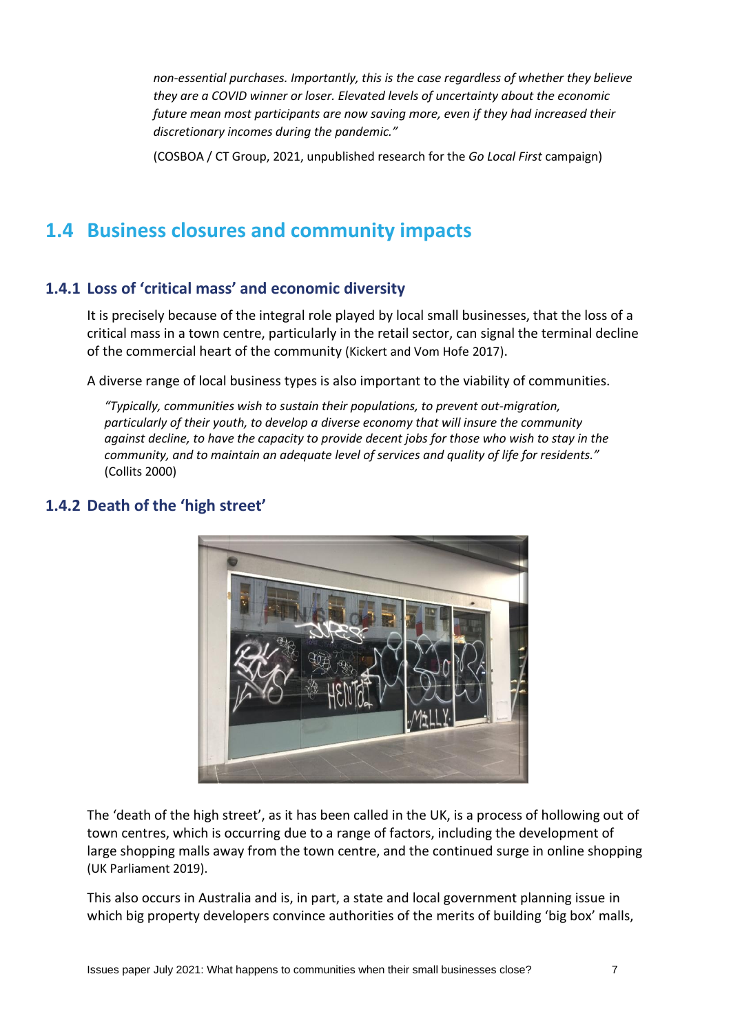*non-essential purchases. Importantly, this is the case regardless of whether they believe they are a COVID winner or loser. Elevated levels of uncertainty about the economic future mean most participants are now saving more, even if they had increased their discretionary incomes during the pandemic."*

(COSBOA / CT Group, 2021, unpublished research for the *Go Local First* campaign)

## 1.4 Business closures and community impacts

### 1.4.1 Loss of 'critical mass' and economic diversity

It is precisely because of the integral role played by local small businesses, that the loss of a critical mass in a town centre, particularly in the retail sector, can signal the terminal decline of the commercial heart of the community (Kickert and Vom Hofe 2017).

A diverse range of local business types is also important to the viability of communities.

> *"Typically, communities wish to sustain their populations, to prevent out-migration, particularly of their youth, to develop a diverse economy that will insure the community against decline, to have the capacity to provide decent jobs for those who wish to stay in the community, and to maintain an adequate level of services and quality of life for residents."* (Collits 2000)

### 1.4.2 Death of the 'high street'

The 'death of the high street', as it has been called in the UK, is a process of hollowing out of town centres, which is occurring due to a range of factors, including the development of large shopping malls away from the town centre, and the continued surge in online shopping (UK Parliament 2019).

This also occurs in Australia and is, in part, a state and local government planning issue in which big property developers convince authorities of the merits of building 'big box' malls,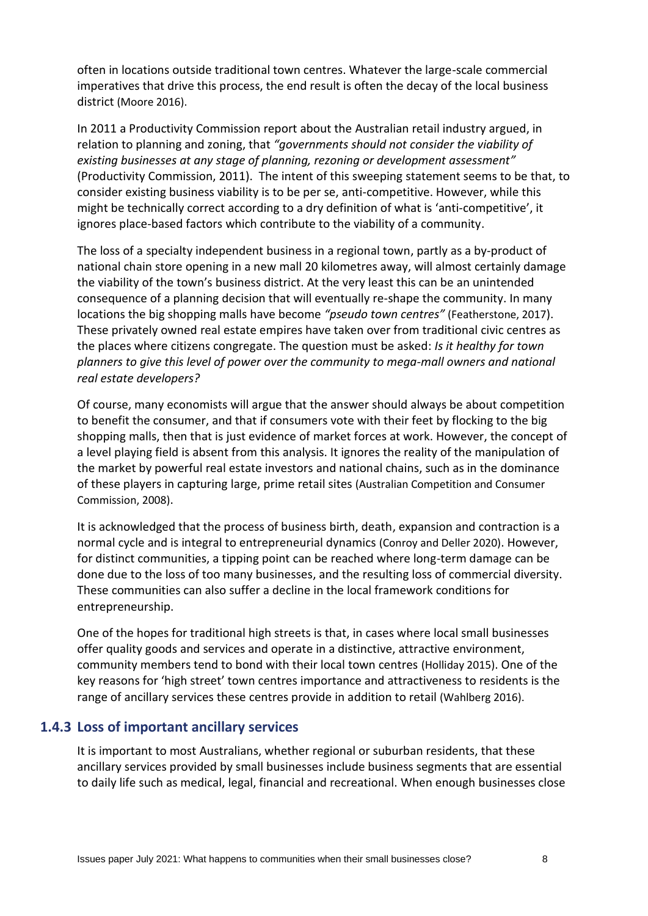often in locations outside traditional town centres. Whatever the large-scale commercial imperatives that drive this process, the end result is often the decay of the local business district (Moore 2016).

In 2011 a Productivity Commission report about the Australian retail industry argued, in relation to planning and zoning, that *"governments should not consider the viability of existing businesses at any stage of planning, rezoning or development assessment"* (Productivity Commission, 2011). The intent of this sweeping statement seems to be that, to consider existing business viability is to be per se, anti-competitive. However, while this might be technically correct according to a dry definition of what is 'anti-competitive', it ignores place-based factors which contribute to the viability of a community.

The loss of a specialty independent business in a regional town, partly as a by-product of national chain store opening in a new mall 20 kilometres away, will almost certainly damage the viability of the town's business district. At the very least this can be an unintended consequence of a planning decision that will eventually re-shape the community. In many locations the big shopping malls have become *"pseudo town centres"* (Featherstone, 2017). These privately owned real estate empires have taken over from traditional civic centres as the places where citizens congregate. The question must be asked: *Is it healthy for town planners to give this level of power over the community to mega-mall owners and national real estate developers?*

Of course, many economists will argue that the answer should always be about competition to benefit the consumer, and that if consumers vote with their feet by flocking to the big shopping malls, then that is just evidence of market forces at work. However, the concept of a level playing field is absent from this analysis. It ignores the reality of the manipulation of the market by powerful real estate investors and national chains, such as in the dominance of these players in capturing large, prime retail sites (Australian Competition and Consumer Commission, 2008).

It is acknowledged that the process of business birth, death, expansion and contraction is a normal cycle and is integral to entrepreneurial dynamics (Conroy and Deller 2020). However, for distinct communities, a tipping point can be reached where long-term damage can be done due to the loss of too many businesses, and the resulting loss of commercial diversity. These communities can also suffer a decline in the local framework conditions for entrepreneurship.

One of the hopes for traditional high streets is that, in cases where local small businesses offer quality goods and services and operate in a distinctive, attractive environment, community members tend to bond with their local town centres (Holliday 2015). One of the key reasons for 'high street' town centres importance and attractiveness to residents is the range of ancillary services these centres provide in addition to retail (Wahlberg 2016).

### 1.4.3 Loss of important ancillary services

It is important to most Australians, whether regional or suburban residents, that these ancillary services provided by small businesses include business segments that are essential to daily life such as medical, legal, financial and recreational. When enough businesses close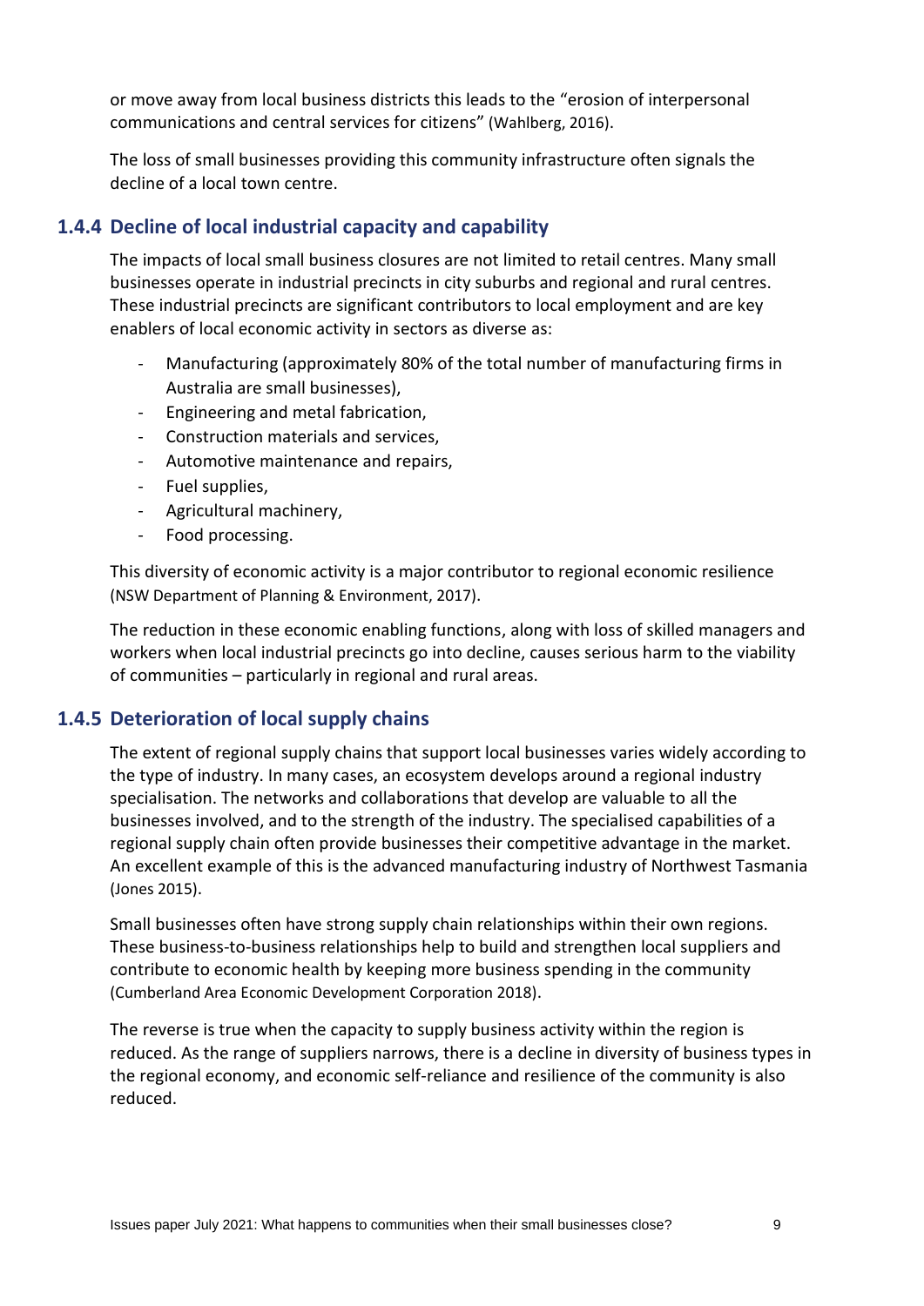or move away from local business districts this leads to the "erosion of interpersonal communications and central services for citizens" (Wahlberg, 2016).

The loss of small businesses providing this community infrastructure often signals the decline of a local town centre.

### 1.4.4 Decline of local industrial capacity and capability

The impacts of local small business closures are not limited to retail centres. Many small businesses operate in industrial precincts in city suburbs and regional and rural centres. These industrial precincts are significant contributors to local employment and are key enablers of local economic activity in sectors as diverse as:

- Manufacturing (approximately 80% of the total number of manufacturing firms in Australia are small businesses),
- Engineering and metal fabrication,
- Construction materials and services,
- Automotive maintenance and repairs,
- Fuel supplies,
- Agricultural machinery,
- Food processing.

This diversity of economic activity is a major contributor to regional economic resilience (NSW Department of Planning & Environment, 2017).

The reduction in these economic enabling functions, along with loss of skilled managers and workers when local industrial precincts go into decline, causes serious harm to the viability of communities – particularly in regional and rural areas.

### 1.4.5 Deterioration of local supply chains

The extent of regional supply chains that support local businesses varies widely according to the type of industry. In many cases, an ecosystem develops around a regional industry specialisation. The networks and collaborations that develop are valuable to all the businesses involved, and to the strength of the industry. The specialised capabilities of a regional supply chain often provide businesses their competitive advantage in the market. An excellent example of this is the advanced manufacturing industry of Northwest Tasmania (Jones 2015).

Small businesses often have strong supply chain relationships within their own regions. These business-to-business relationships help to build and strengthen local suppliers and contribute to economic health by keeping more business spending in the community (Cumberland Area Economic Development Corporation 2018).

The reverse is true when the capacity to supply business activity within the region is reduced. As the range of suppliers narrows, there is a decline in diversity of business types in the regional economy, and economic self-reliance and resilience of the community is also reduced.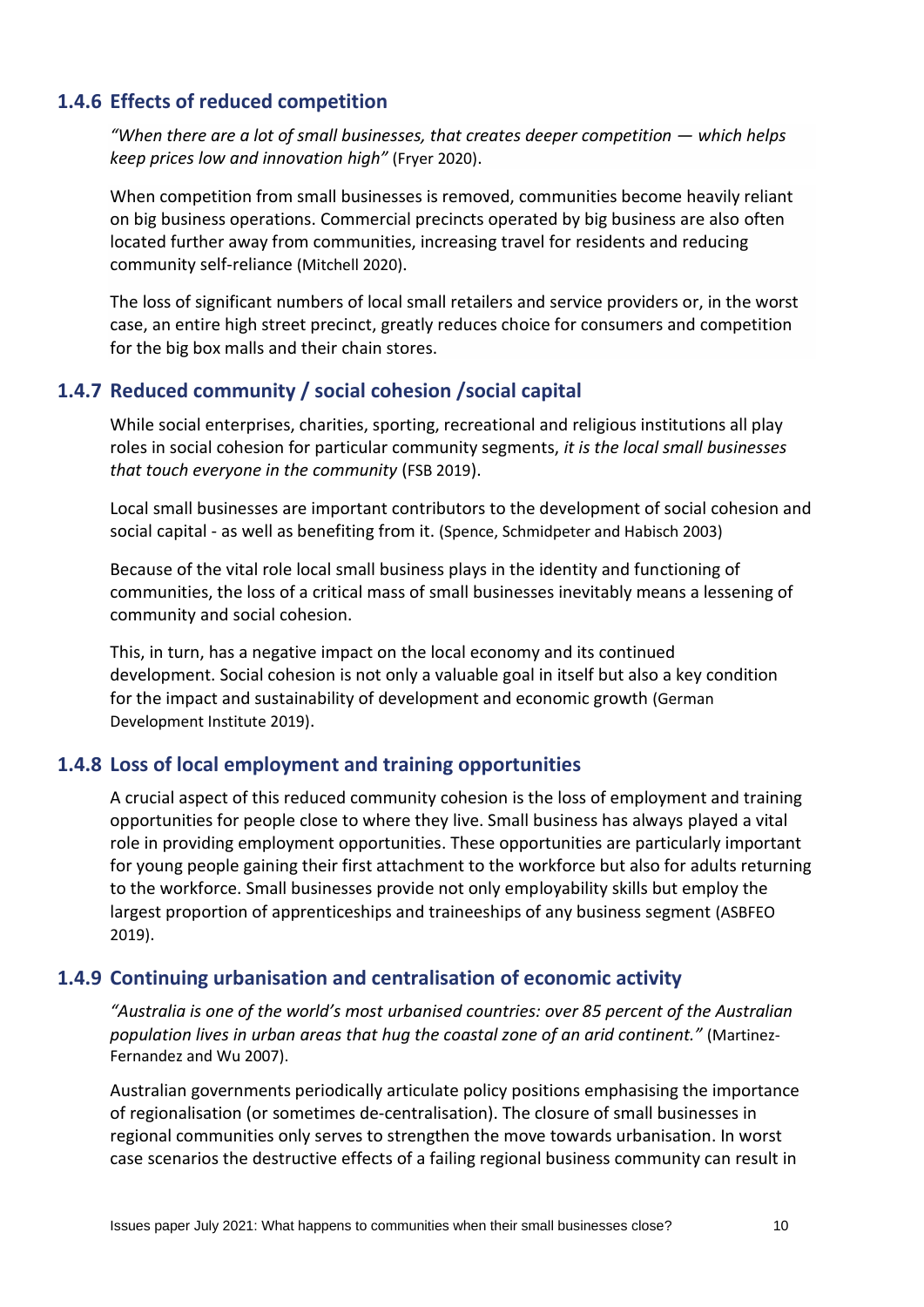### 1.4.6 Effects of reduced competition

*"When there are a lot of small businesses, that creates deeper competition — which helps keep prices low and innovation high"* (Fryer 2020).

When competition from small businesses is removed, communities become heavily reliant on big business operations. Commercial precincts operated by big business are also often located further away from communities, increasing travel for residents and reducing community self-reliance (Mitchell 2020).

The loss of significant numbers of local small retailers and service providers or, in the worst case, an entire high street precinct, greatly reduces choice for consumers and competition for the big box malls and their chain stores.

### 1.4.7 Reduced community / social cohesion /social capital

While social enterprises, charities, sporting, recreational and religious institutions all play roles in social cohesion for particular community segments, *it is the local small businesses that touch everyone in the community* (FSB 2019).

Local small businesses are important contributors to the development of social cohesion and social capital - as well as benefiting from it. (Spence, Schmidpeter and Habisch 2003)

Because of the vital role local small business plays in the identity and functioning of communities, the loss of a critical mass of small businesses inevitably means a lessening of community and social cohesion.

This, in turn, has a negative impact on the local economy and its continued development. Social cohesion is not only a valuable goal in itself but also a key condition for the impact and sustainability of development and economic growth (German Development Institute 2019).

### 1.4.8 Loss of local employment and training opportunities

A crucial aspect of this reduced community cohesion is the loss of employment and training opportunities for people close to where they live. Small business has always played a vital role in providing employment opportunities. These opportunities are particularly important for young people gaining their first attachment to the workforce but also for adults returning to the workforce. Small businesses provide not only employability skills but employ the largest proportion of apprenticeships and traineeships of any business segment (ASBFEO 2019).

### 1.4.9 Continuing urbanisation and centralisation of economic activity

*"Australia is one of the world's most urbanised countries: over 85 percent of the Australian population lives in urban areas that hug the coastal zone of an arid continent."* (Martinez-Fernandez and Wu 2007).

Australian governments periodically articulate policy positions emphasising the importance of regionalisation (or sometimes de-centralisation). The closure of small businesses in regional communities only serves to strengthen the move towards urbanisation. In worst case scenarios the destructive effects of a failing regional business community can result in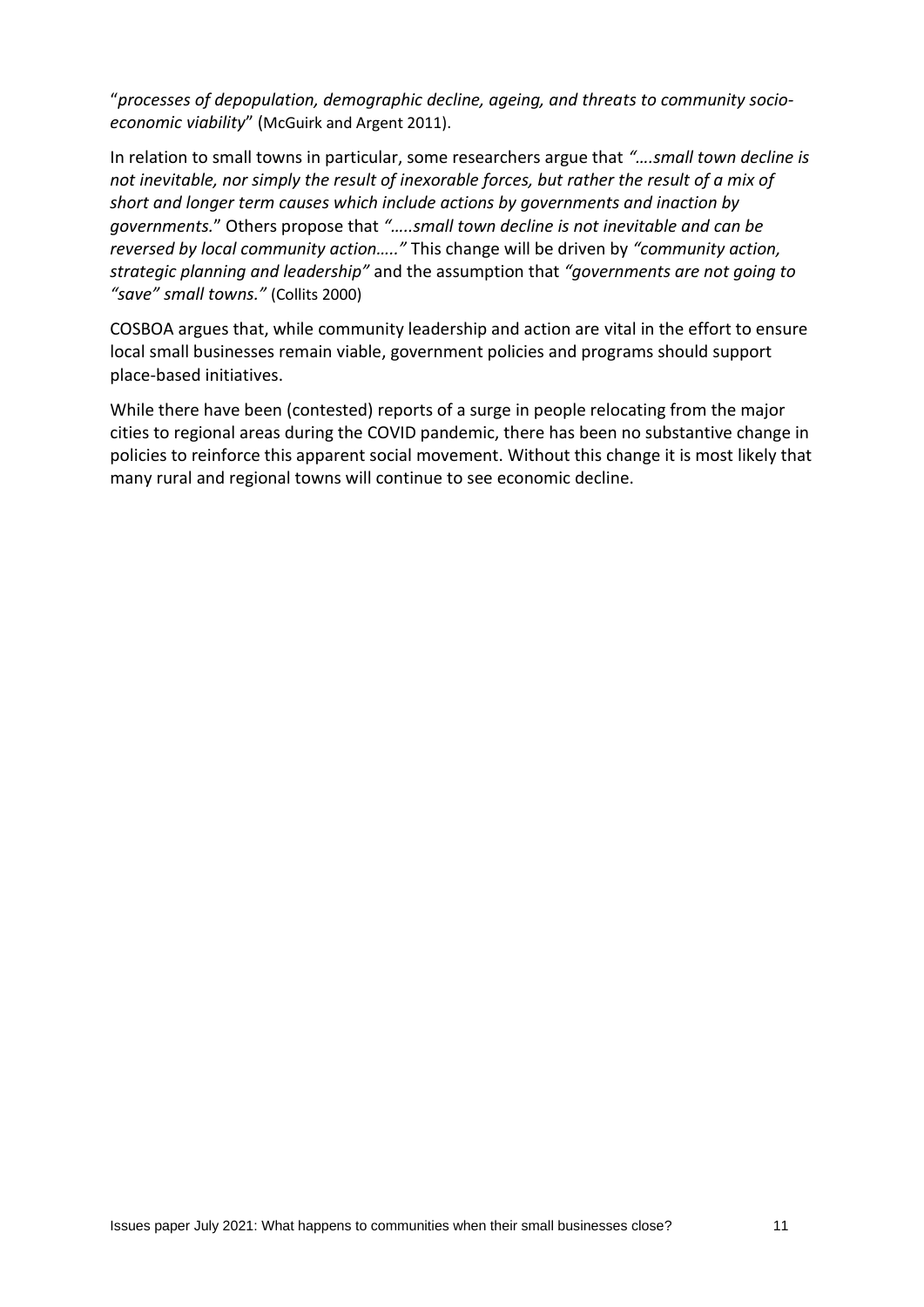"*processes of depopulation, demographic decline, ageing, and threats to community socio-economic viability*" (McGuirk and Argent 2011).

In relation to small towns in particular, some researchers argue that *"….small town decline is not inevitable, nor simply the result of inexorable forces, but rather the result of a mix of short and longer term causes which include actions by governments and inaction by governments.*" Others propose that *"…..small town decline is not inevitable and can be reversed by local community action….."* This change will be driven by *"community action, strategic planning and leadership"* and the assumption that *"governments are not going to "save" small towns."* (Collits 2000)

COSBOA argues that, while community leadership and action are vital in the effort to ensure local small businesses remain viable, government policies and programs should support place-based initiatives.

While there have been (contested) reports of a surge in people relocating from the major cities to regional areas during the COVID pandemic, there has been no substantive change in policies to reinforce this apparent social movement. Without this change it is most likely that many rural and regional towns will continue to see economic decline.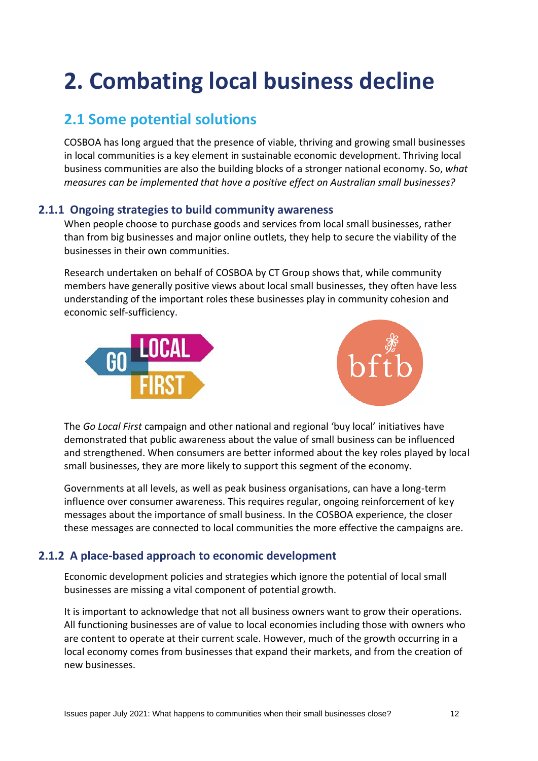# 2. Combating local business decline

## 2.1 Some potential solutions

COSBOA has long argued that the presence of viable, thriving and growing small businesses in local communities is a key element in sustainable economic development. Thriving local business communities are also the building blocks of a stronger national economy. So, *what measures can be implemented that have a positive effect on Australian small businesses?*

### 2.1.1 Ongoing strategies to build community awareness

When people choose to purchase goods and services from local small businesses, rather than from big businesses and major online outlets, they help to secure the viability of the businesses in their own communities.

Research undertaken on behalf of COSBOA by CT Group shows that, while community members have generally positive views about local small businesses, they often have less understanding of the important roles these businesses play in community cohesion and economic self-sufficiency.

The *Go Local First* campaign and other national and regional 'buy local' initiatives have demonstrated that public awareness about the value of small business can be influenced and strengthened. When consumers are better informed about the key roles played by local small businesses, they are more likely to support this segment of the economy.

Governments at all levels, as well as peak business organisations, can have a long-term influence over consumer awareness. This requires regular, ongoing reinforcement of key messages about the importance of small business. In the COSBOA experience, the closer these messages are connected to local communities the more effective the campaigns are.

### 2.1.2 A place-based approach to economic development

Economic development policies and strategies which ignore the potential of local small businesses are missing a vital component of potential growth.

It is important to acknowledge that not all business owners want to grow their operations. All functioning businesses are of value to local economies including those with owners who are content to operate at their current scale. However, much of the growth occurring in a local economy comes from businesses that expand their markets, and from the creation of new businesses.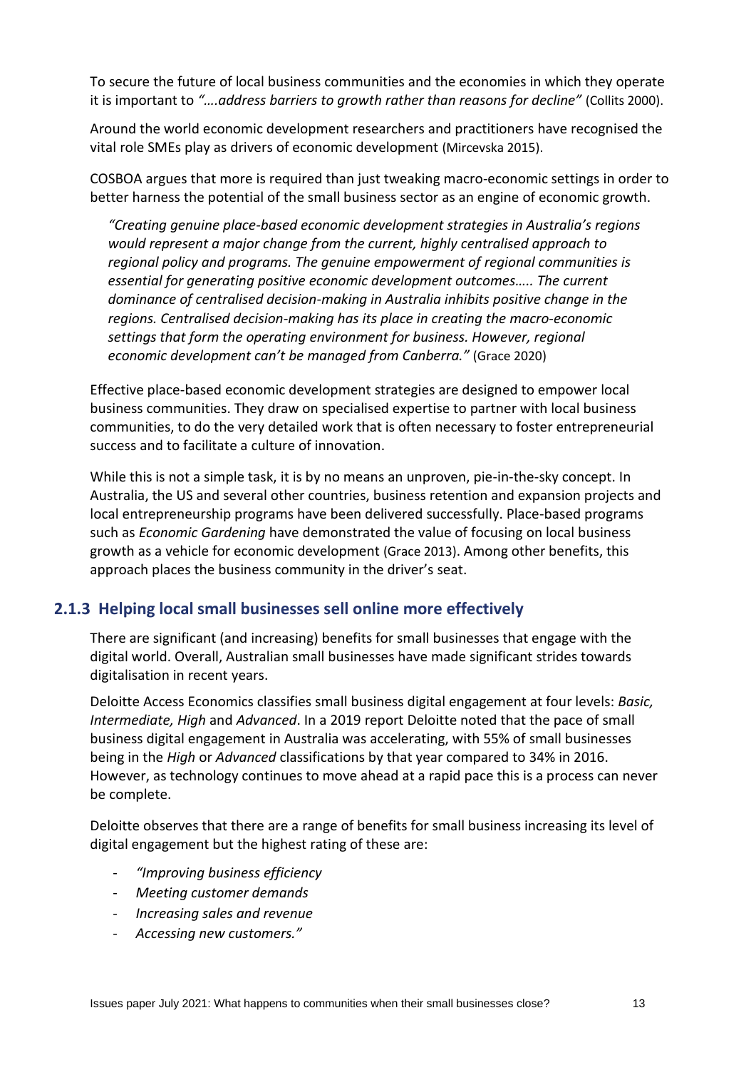To secure the future of local business communities and the economies in which they operate it is important to *"….address barriers to growth rather than reasons for decline"* (Collits 2000).

Around the world economic development researchers and practitioners have recognised the vital role SMEs play as drivers of economic development (Mircevska 2015).

COSBOA argues that more is required than just tweaking macro-economic settings in order to better harness the potential of the small business sector as an engine of economic growth.

> *"Creating genuine place-based economic development strategies in Australia's regions would represent a major change from the current, highly centralised approach to regional policy and programs. The genuine empowerment of regional communities is essential for generating positive economic development outcomes….. The current dominance of centralised decision-making in Australia inhibits positive change in the regions. Centralised decision-making has its place in creating the macro-economic settings that form the operating environment for business. However, regional economic development can't be managed from Canberra."* (Grace 2020)

Effective place-based economic development strategies are designed to empower local business communities. They draw on specialised expertise to partner with local business communities, to do the very detailed work that is often necessary to foster entrepreneurial success and to facilitate a culture of innovation.

While this is not a simple task, it is by no means an unproven, pie-in-the-sky concept. In Australia, the US and several other countries, business retention and expansion projects and local entrepreneurship programs have been delivered successfully. Place-based programs such as *Economic Gardening* have demonstrated the value of focusing on local business growth as a vehicle for economic development (Grace 2013). Among other benefits, this approach places the business community in the driver's seat.

### 2.1.3 Helping local small businesses sell online more effectively

There are significant (and increasing) benefits for small businesses that engage with the digital world. Overall, Australian small businesses have made significant strides towards digitalisation in recent years.

Deloitte Access Economics classifies small business digital engagement at four levels: *Basic, Intermediate, High* and *Advanced*. In a 2019 report Deloitte noted that the pace of small business digital engagement in Australia was accelerating, with 55% of small businesses being in the *High* or *Advanced* classifications by that year compared to 34% in 2016. However, as technology continues to move ahead at a rapid pace this is a process can never be complete.

Deloitte observes that there are a range of benefits for small business increasing its level of digital engagement but the highest rating of these are:

- *"Improving business efficiency*
- *Meeting customer demands*
- *Increasing sales and revenue*
- *Accessing new customers."*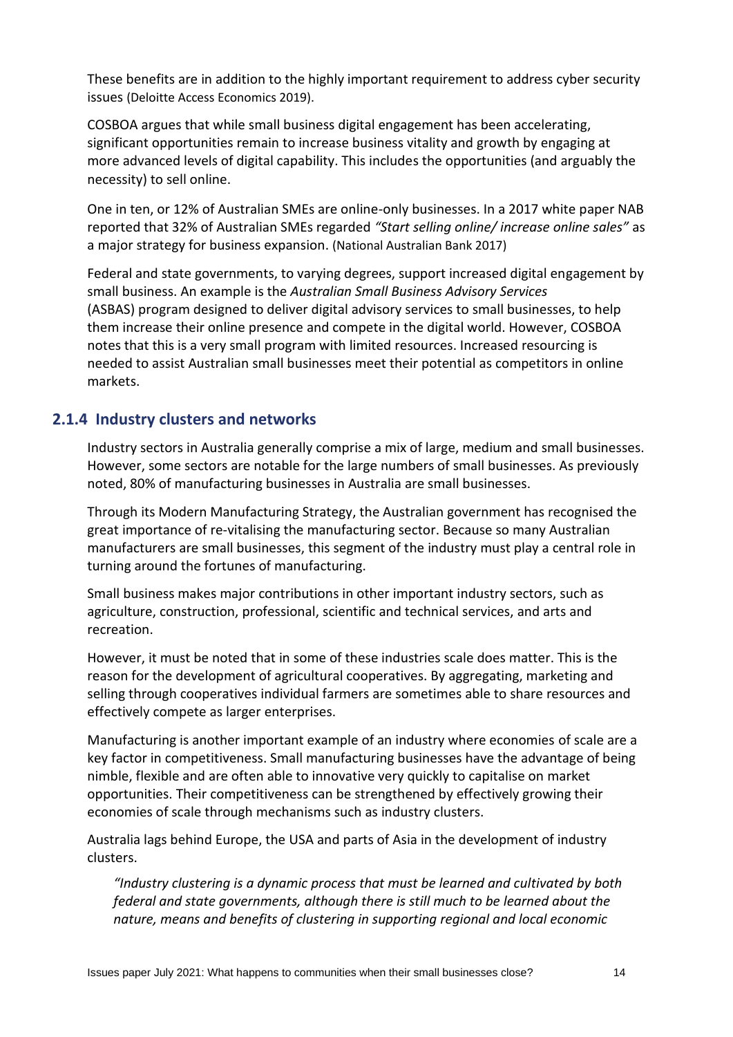These benefits are in addition to the highly important requirement to address cyber security issues (Deloitte Access Economics 2019).

COSBOA argues that while small business digital engagement has been accelerating, significant opportunities remain to increase business vitality and growth by engaging at more advanced levels of digital capability. This includes the opportunities (and arguably the necessity) to sell online.

One in ten, or 12% of Australian SMEs are online-only businesses. In a 2017 white paper NAB reported that 32% of Australian SMEs regarded *"Start selling online/ increase online sales"* as a major strategy for business expansion. (National Australian Bank 2017)

Federal and state governments, to varying degrees, support increased digital engagement by small business. An example is the *Australian Small Business Advisory Services* (ASBAS) program designed to deliver digital advisory services to small businesses, to help them increase their online presence and compete in the digital world. However, COSBOA notes that this is a very small program with limited resources. Increased resourcing is needed to assist Australian small businesses meet their potential as competitors in online markets.

### 2.1.4 Industry clusters and networks

Industry sectors in Australia generally comprise a mix of large, medium and small businesses. However, some sectors are notable for the large numbers of small businesses. As previously noted, 80% of manufacturing businesses in Australia are small businesses.

Through its Modern Manufacturing Strategy, the Australian government has recognised the great importance of re-vitalising the manufacturing sector. Because so many Australian manufacturers are small businesses, this segment of the industry must play a central role in turning around the fortunes of manufacturing.

Small business makes major contributions in other important industry sectors, such as agriculture, construction, professional, scientific and technical services, and arts and recreation.

However, it must be noted that in some of these industries scale does matter. This is the reason for the development of agricultural cooperatives. By aggregating, marketing and selling through cooperatives individual farmers are sometimes able to share resources and effectively compete as larger enterprises.

Manufacturing is another important example of an industry where economies of scale are a key factor in competitiveness. Small manufacturing businesses have the advantage of being nimble, flexible and are often able to innovative very quickly to capitalise on market opportunities. Their competitiveness can be strengthened by effectively growing their economies of scale through mechanisms such as industry clusters.

Australia lags behind Europe, the USA and parts of Asia in the development of industry clusters.

> *"Industry clustering is a dynamic process that must be learned and cultivated by both federal and state governments, although there is still much to be learned about the nature, means and benefits of clustering in supporting regional and local economic*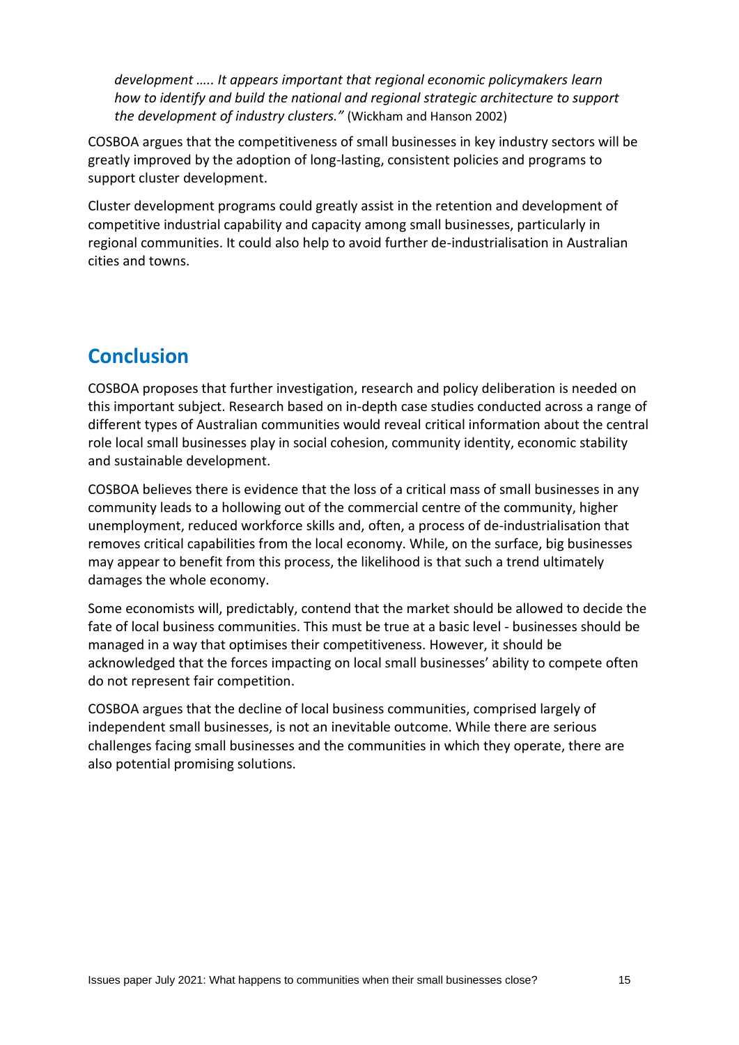*development ….. It appears important that regional economic policymakers learn how to identify and build the national and regional strategic architecture to support the development of industry clusters."* (Wickham and Hanson 2002)

COSBOA argues that the competitiveness of small businesses in key industry sectors will be greatly improved by the adoption of long-lasting, consistent policies and programs to support cluster development.

Cluster development programs could greatly assist in the retention and development of competitive industrial capability and capacity among small businesses, particularly in regional communities. It could also help to avoid further de-industrialisation in Australian cities and towns.

## Conclusion

COSBOA proposes that further investigation, research and policy deliberation is needed on this important subject. Research based on in-depth case studies conducted across a range of different types of Australian communities would reveal critical information about the central role local small businesses play in social cohesion, community identity, economic stability and sustainable development.

COSBOA believes there is evidence that the loss of a critical mass of small businesses in any community leads to a hollowing out of the commercial centre of the community, higher unemployment, reduced workforce skills and, often, a process of de-industrialisation that removes critical capabilities from the local economy. While, on the surface, big businesses may appear to benefit from this process, the likelihood is that such a trend ultimately damages the whole economy.

Some economists will, predictably, contend that the market should be allowed to decide the fate of local business communities. This must be true at a basic level - businesses should be managed in a way that optimises their competitiveness. However, it should be acknowledged that the forces impacting on local small businesses' ability to compete often do not represent fair competition.

COSBOA argues that the decline of local business communities, comprised largely of independent small businesses, is not an inevitable outcome. While there are serious challenges facing small businesses and the communities in which they operate, there are also potential promising solutions.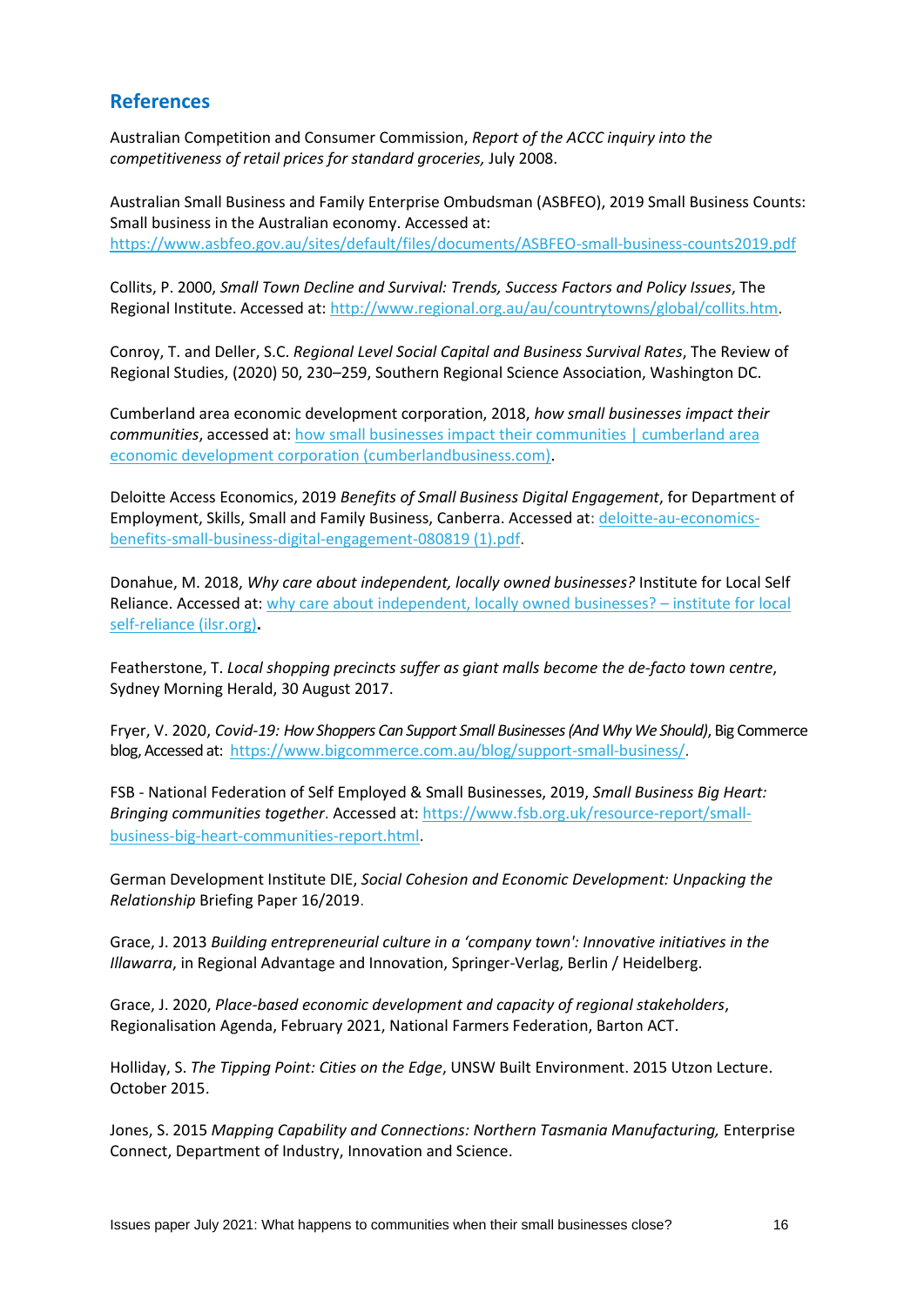## References

Australian Competition and Consumer Commission, *Report of the ACCC inquiry into the competitiveness of retail prices for standard groceries,* July 2008.

Australian Small Business and Family Enterprise Ombudsman (ASBFEO), 2019 Small Business Counts: Small business in the Australian economy. Accessed at: https://www.asbfeo.gov.au/sites/default/files/documents/ASBFEO-small-business-counts2019.pdf

Collits, P. 2000, *Small Town Decline and Survival: Trends, Success Factors and Policy Issues*, The Regional Institute. Accessed at: http://www.regional.org.au/au/countrytowns/global/collits.htm.

Conroy, T. and Deller, S.C. *Regional Level Social Capital and Business Survival Rates*, The Review of Regional Studies, (2020) 50, 230–259, Southern Regional Science Association, Washington DC.

Cumberland area economic development corporation, 2018, *how small businesses impact their communities*, accessed at: how small businesses impact their communities | cumberland area economic development corporation (cumberlandbusiness.com).

Deloitte Access Economics, 2019 *Benefits of Small Business Digital Engagement*, for Department of Employment, Skills, Small and Family Business, Canberra. Accessed at: deloitte-au-economics-benefits-small-business-digital-engagement-080819 (1).pdf.

Donahue, M. 2018, *Why care about independent, locally owned businesses?* Institute for Local Self Reliance. Accessed at: why care about independent, locally owned businesses? – institute for local self-reliance (ilsr.org).

Featherstone, T. *Local shopping precincts suffer as giant malls become the de-facto town centre*, Sydney Morning Herald, 30 August 2017.

Fryer, V. 2020, *Covid-19: How Shoppers Can Support Small Businesses (And Why We Should)*, Big Commerce blog, Accessed at: https://www.bigcommerce.com.au/blog/support-small-business/.

FSB - National Federation of Self Employed & Small Businesses, 2019, *Small Business Big Heart: Bringing communities together*. Accessed at: https://www.fsb.org.uk/resource-report/small-business-big-heart-communities-report.html.

German Development Institute DIE, *Social Cohesion and Economic Development: Unpacking the Relationship* Briefing Paper 16/2019.

Grace, J. 2013 *Building entrepreneurial culture in a 'company town': Innovative initiatives in the Illawarra*, in Regional Advantage and Innovation, Springer-Verlag, Berlin / Heidelberg.

Grace, J. 2020, *Place-based economic development and capacity of regional stakeholders*, Regionalisation Agenda, February 2021, National Farmers Federation, Barton ACT.

Holliday, S. *The Tipping Point: Cities on the Edge*, UNSW Built Environment. 2015 Utzon Lecture. October 2015.

Jones, S. 2015 *Mapping Capability and Connections: Northern Tasmania Manufacturing,* Enterprise Connect, Department of Industry, Innovation and Science.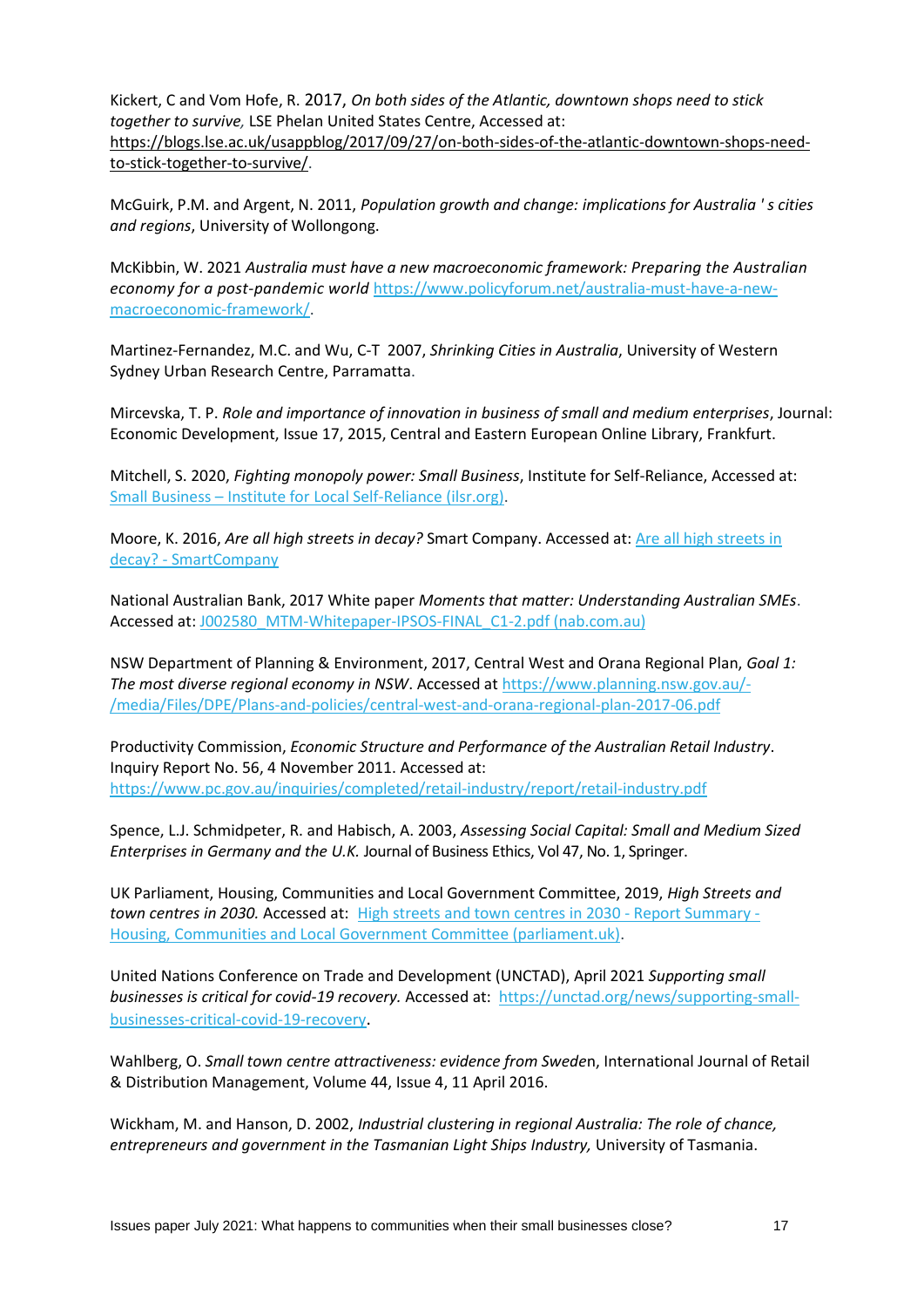Kickert, C and Vom Hofe, R. 2017, *On both sides of the Atlantic, downtown shops need to stick together to survive,* LSE Phelan United States Centre, Accessed at: https://blogs.lse.ac.uk/usappblog/2017/09/27/on-both-sides-of-the-atlantic-downtown-shops-need-to-stick-together-to-survive/.

McGuirk, P.M. and Argent, N. 2011, *Population growth and change: implications for Australia ' s cities and regions*, University of Wollongong.

McKibbin, W. 2021 *Australia must have a new macroeconomic framework: Preparing the Australian economy for a post-pandemic world* https://www.policyforum.net/australia-must-have-a-new-macroeconomic-framework/.

Martinez-Fernandez, M.C. and Wu, C-T 2007, *Shrinking Cities in Australia*, University of Western Sydney Urban Research Centre, Parramatta.

Mircevska, T. P. *Role and importance of innovation in business of small and medium enterprises*, Journal: Economic Development, Issue 17, 2015, Central and Eastern European Online Library, Frankfurt.

Mitchell, S. 2020, *Fighting monopoly power: Small Business*, Institute for Self-Reliance, Accessed at: Small Business – Institute for Local Self-Reliance (ilsr.org).

Moore, K. 2016, *Are all high streets in decay?* Smart Company. Accessed at: Are all high streets in decay? - SmartCompany

National Australian Bank, 2017 White paper *Moments that matter: Understanding Australian SMEs*. Accessed at: J002580_MTM-Whitepaper-IPSOS-FINAL_C1-2.pdf (nab.com.au)

NSW Department of Planning & Environment, 2017, Central West and Orana Regional Plan, *Goal 1: The most diverse regional economy in NSW*. Accessed at https://www.planning.nsw.gov.au/-/media/Files/DPE/Plans-and-policies/central-west-and-orana-regional-plan-2017-06.pdf

Productivity Commission, *Economic Structure and Performance of the Australian Retail Industry*. Inquiry Report No. 56, 4 November 2011. Accessed at: https://www.pc.gov.au/inquiries/completed/retail-industry/report/retail-industry.pdf

Spence, L.J. Schmidpeter, R. and Habisch, A. 2003, *Assessing Social Capital: Small and Medium Sized Enterprises in Germany and the U.K.* Journal of Business Ethics, Vol 47, No. 1, Springer.

UK Parliament, Housing, Communities and Local Government Committee, 2019, *High Streets and town centres in 2030.* Accessed at: High streets and town centres in 2030 - Report Summary - Housing, Communities and Local Government Committee (parliament.uk).

United Nations Conference on Trade and Development (UNCTAD), April 2021 *Supporting small businesses is critical for covid-19 recovery.* Accessed at: https://unctad.org/news/supporting-small-businesses-critical-covid-19-recovery.

Wahlberg, O. *Small town centre attractiveness: evidence from Swede*n, International Journal of Retail & Distribution Management, Volume 44, Issue 4, 11 April 2016.

Wickham, M. and Hanson, D. 2002, *Industrial clustering in regional Australia: The role of chance, entrepreneurs and government in the Tasmanian Light Ships Industry,* University of Tasmania.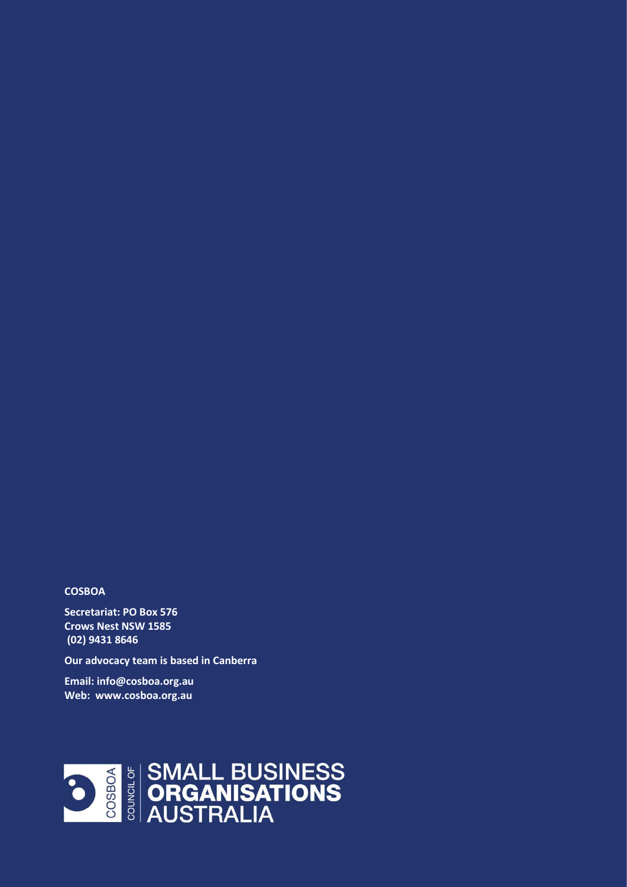**COSBOA**

**Secretariat: PO Box 576**
**Crows Nest NSW 1585**
**(02) 9431 8646**

**Our advocacy team is based in Canberra**

**Email: info@cosboa.org.au**
**Web: www.cosboa.org.au**

COSBOA COUNCIL OF SMALL BUSINESS ORGANISATIONS AUSTRALIA